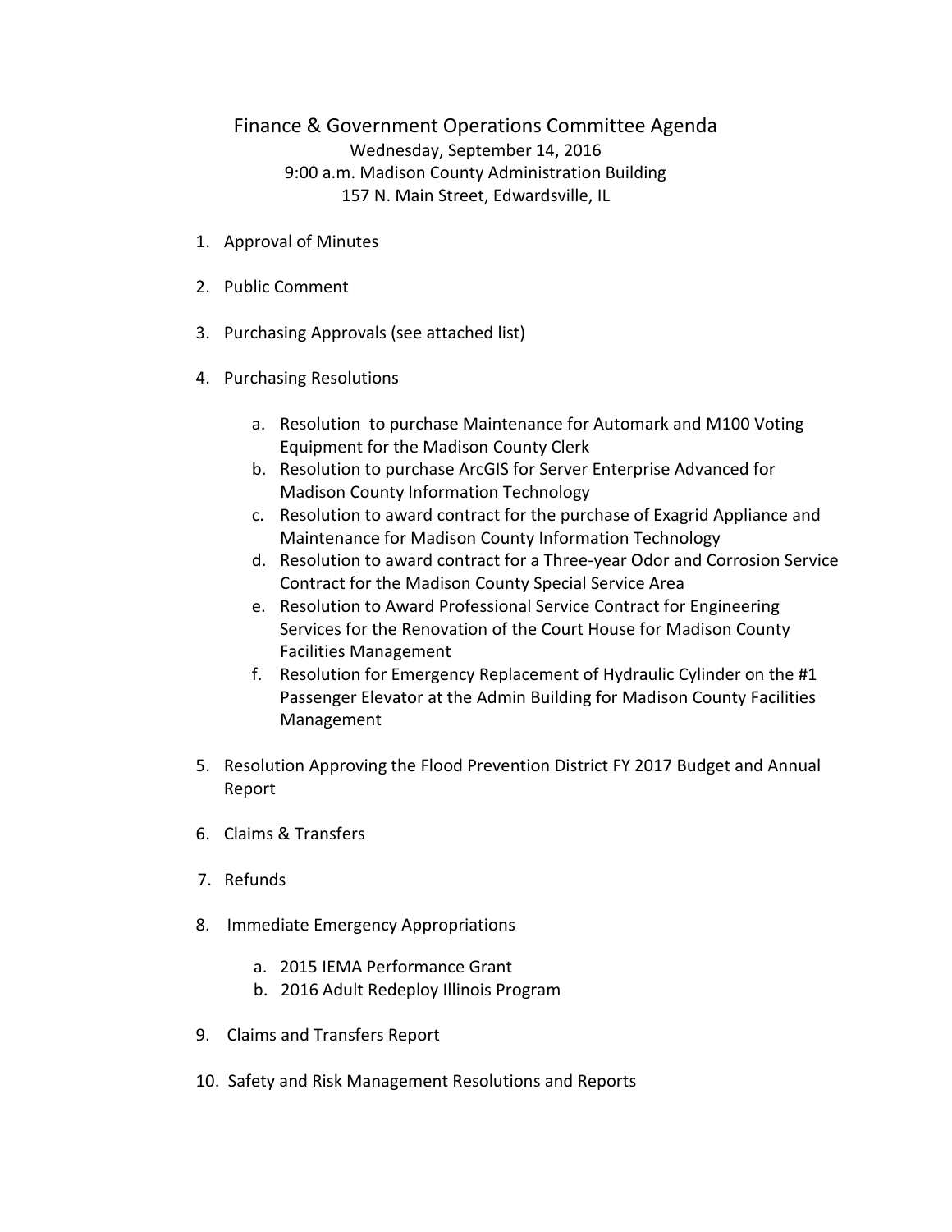# Finance & Government Operations Committee Agenda

Wednesday, September 14, 2016
9:00 a.m. Madison County Administration Building
157 N. Main Street, Edwardsville, IL

1. Approval of Minutes
2. Public Comment
3. Purchasing Approvals (see attached list)
4. Purchasing Resolutions
   a. Resolution to purchase Maintenance for Automark and M100 Voting Equipment for the Madison County Clerk
   b. Resolution to purchase ArcGIS for Server Enterprise Advanced for Madison County Information Technology
   c. Resolution to award contract for the purchase of Exagrid Appliance and Maintenance for Madison County Information Technology
   d. Resolution to award contract for a Three-year Odor and Corrosion Service Contract for the Madison County Special Service Area
   e. Resolution to Award Professional Service Contract for Engineering Services for the Renovation of the Court House for Madison County Facilities Management
   f. Resolution for Emergency Replacement of Hydraulic Cylinder on the #1 Passenger Elevator at the Admin Building for Madison County Facilities Management
5. Resolution Approving the Flood Prevention District FY 2017 Budget and Annual Report
6. Claims & Transfers
7. Refunds
8. Immediate Emergency Appropriations
   a. 2015 IEMA Performance Grant
   b. 2016 Adult Redeploy Illinois Program
9. Claims and Transfers Report
10. Safety and Risk Management Resolutions and Reports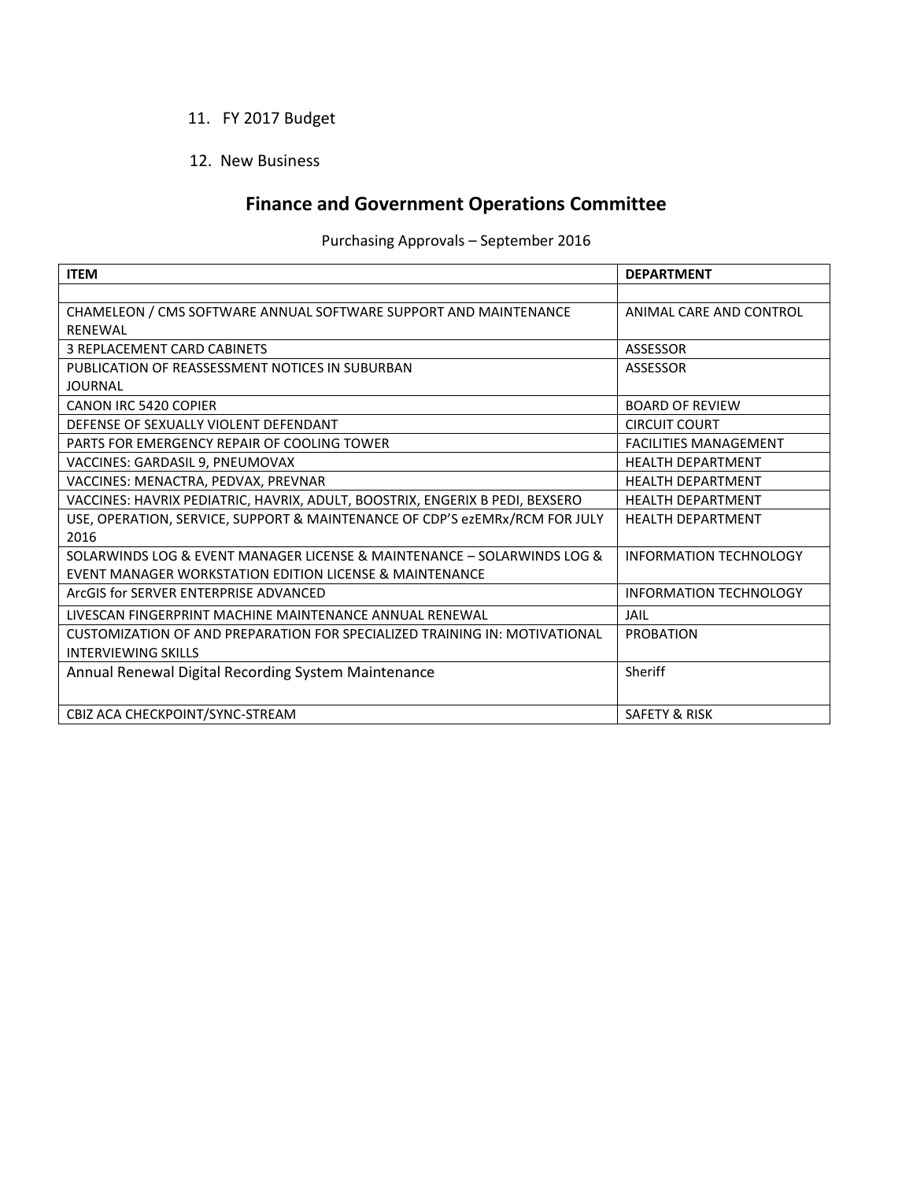11. FY 2017 Budget

12. New Business

## Finance and Government Operations Committee

Purchasing Approvals – September 2016

| ITEM | DEPARTMENT |
|---|---|
| | |
| CHAMELEON / CMS SOFTWARE ANNUAL SOFTWARE SUPPORT AND MAINTENANCE RENEWAL | ANIMAL CARE AND CONTROL |
| 3 REPLACEMENT CARD CABINETS | ASSESSOR |
| PUBLICATION OF REASSESSMENT NOTICES IN SUBURBAN JOURNAL | ASSESSOR |
| CANON IRC 5420 COPIER | BOARD OF REVIEW |
| DEFENSE OF SEXUALLY VIOLENT DEFENDANT | CIRCUIT COURT |
| PARTS FOR EMERGENCY REPAIR OF COOLING TOWER | FACILITIES MANAGEMENT |
| VACCINES: GARDASIL 9, PNEUMOVAX | HEALTH DEPARTMENT |
| VACCINES: MENACTRA, PEDVAX, PREVNAR | HEALTH DEPARTMENT |
| VACCINES: HAVRIX PEDIATRIC, HAVRIX, ADULT, BOOSTRIX, ENGERIX B PEDI, BEXSERO | HEALTH DEPARTMENT |
| USE, OPERATION, SERVICE, SUPPORT & MAINTENANCE OF CDP'S ezEMRx/RCM FOR JULY 2016 | HEALTH DEPARTMENT |
| SOLARWINDS LOG & EVENT MANAGER LICENSE & MAINTENANCE – SOLARWINDS LOG & EVENT MANAGER WORKSTATION EDITION LICENSE & MAINTENANCE | INFORMATION TECHNOLOGY |
| ArcGIS for SERVER ENTERPRISE ADVANCED | INFORMATION TECHNOLOGY |
| LIVESCAN FINGERPRINT MACHINE MAINTENANCE ANNUAL RENEWAL | JAIL |
| CUSTOMIZATION OF AND PREPARATION FOR SPECIALIZED TRAINING IN: MOTIVATIONAL INTERVIEWING SKILLS | PROBATION |
| Annual Renewal Digital Recording System Maintenance | Sheriff |
| CBIZ ACA CHECKPOINT/SYNC-STREAM | SAFETY & RISK |